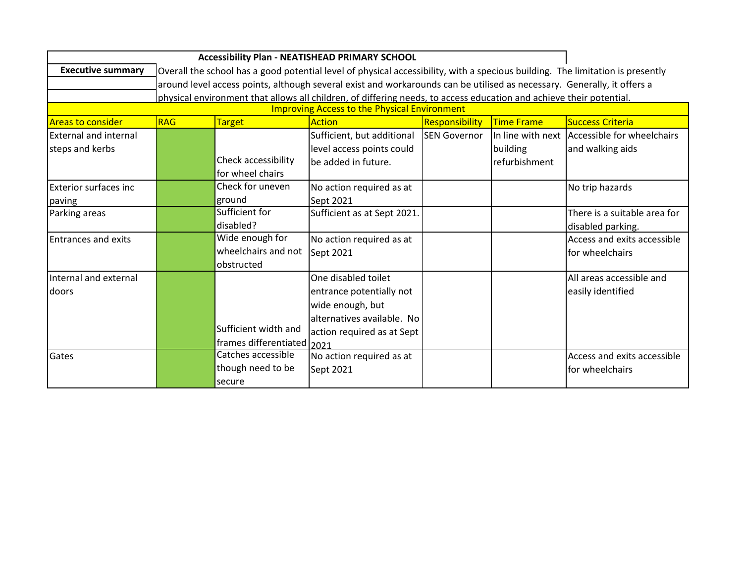## Accessibility Plan - NEATISHEAD PRIMARY SCHOOL

**Executive summary**

Overall the school has a good potential level of physical accessibility, with a specious building. The limitation is presently around level access points, although several exist and workarounds can be utilised as necessary. Generally, it offers a physical environment that allows all children, of differing needs, to access education and achieve their potential.

### Improving Access to the Physical Environment

| Areas to consider | RAG | Target | Action | Responsibility | Time Frame | Success Criteria |
|---|---|---|---|---|---|---|
| External and internal steps and kerbs | | Check accessibility for wheel chairs | Sufficient, but additional level access points could be added in future. | SEN Governor | In line with next building refurbishment | Accessible for wheelchairs and walking aids |
| Exterior surfaces inc paving | | Check for uneven ground | No action required as at Sept 2021 | | | No trip hazards |
| Parking areas | | Sufficient for disabled? | Sufficient as at Sept 2021. | | | There is a suitable area for disabled parking. |
| Entrances and exits | | Wide enough for wheelchairs and not obstructed | No action required as at Sept 2021 | | | Access and exits accessible for wheelchairs |
| Internal and external doors | | Sufficient width and frames differentiated | One disabled toilet entrance potentially not wide enough, but alternatives available. No action required as at Sept 2021 | | | All areas accessible and easily identified |
| Gates | | Catches accessible though need to be secure | No action required as at Sept 2021 | | | Access and exits accessible for wheelchairs |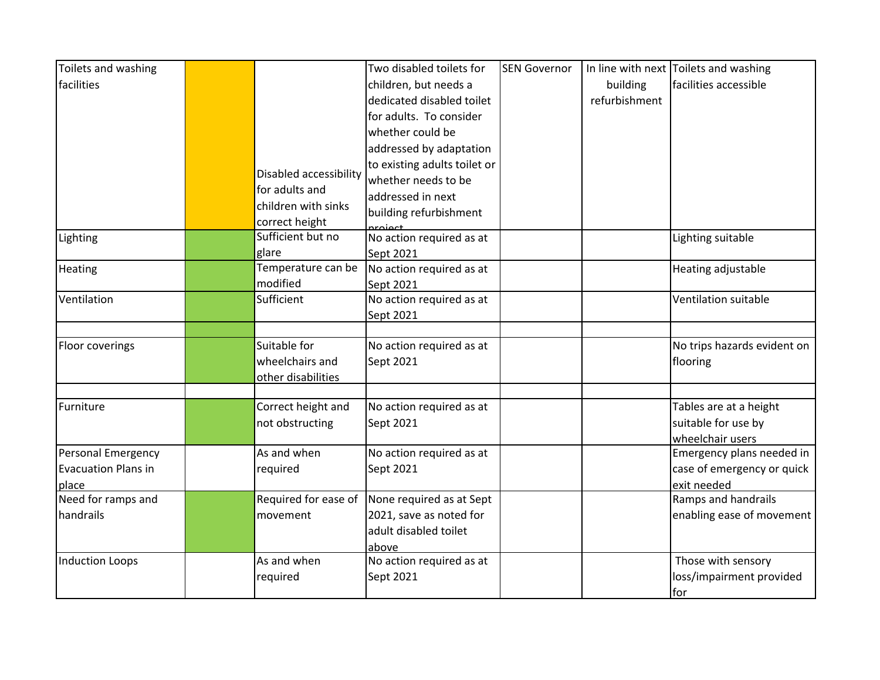| | | | | | | |
|---|---|---|---|---|---|---|
| Toilets and washing facilities | | Disabled accessibility for adults and children with sinks correct height | Two disabled toilets for children, but needs a dedicated disabled toilet for adults. To consider whether could be addressed by adaptation to existing adults toilet or whether needs to be addressed in next building refurbishment project | SEN Governor | In line with next building refurbishment | Toilets and washing facilities accessible |
| Lighting | | Sufficient but no glare | No action required as at Sept 2021 | | | Lighting suitable |
| Heating | | Temperature can be modified | No action required as at Sept 2021 | | | Heating adjustable |
| Ventilation | | Sufficient | No action required as at Sept 2021 | | | Ventilation suitable |
| | | | | | | |
| Floor coverings | | Suitable for wheelchairs and other disabilities | No action required as at Sept 2021 | | | No trips hazards evident on flooring |
| | | | | | | |
| Furniture | | Correct height and not obstructing | No action required as at Sept 2021 | | | Tables are at a height suitable for use by wheelchair users |
| Personal Emergency Evacuation Plans in place | | As and when required | No action required as at Sept 2021 | | | Emergency plans needed in case of emergency or quick exit needed |
| Need for ramps and handrails | | Required for ease of movement | None required as at Sept 2021, save as noted for adult disabled toilet above | | | Ramps and handrails enabling ease of movement |
| Induction Loops | | As and when required | No action required as at Sept 2021 | | | Those with sensory loss/impairment provided for |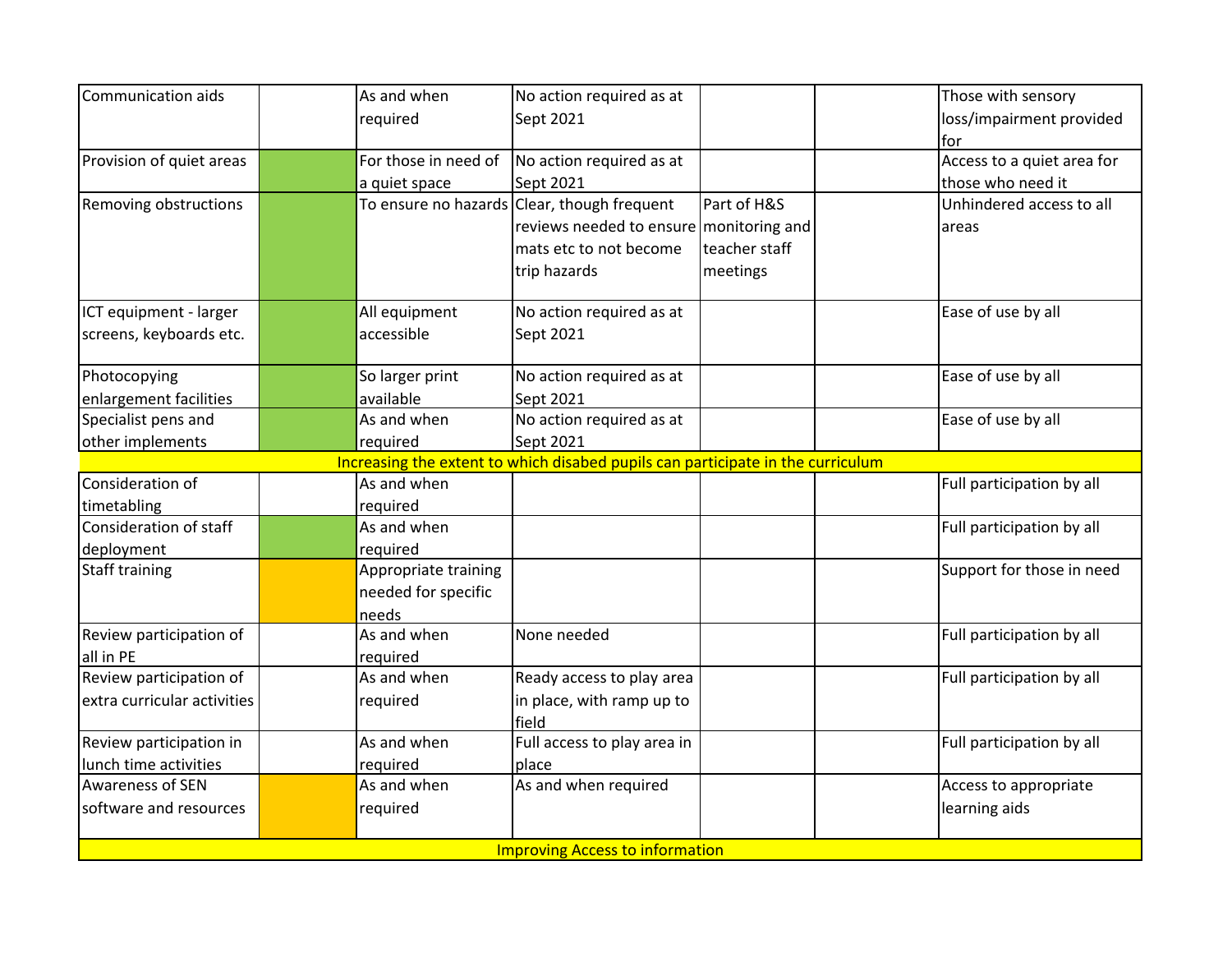| | | | | | | |
|---|---|---|---|---|---|---|
| Communication aids | | As and when required | No action required as at Sept 2021 | | | Those with sensory loss/impairment provided for |
| Provision of quiet areas | | For those in need of a quiet space | No action required as at Sept 2021 | | | Access to a quiet area for those who need it |
| Removing obstructions | | To ensure no hazards | Clear, though frequent reviews needed to ensure mats etc to not become trip hazards | Part of H&S monitoring and teacher staff meetings | | Unhindered access to all areas |
| ICT equipment - larger screens, keyboards etc. | | All equipment accessible | No action required as at Sept 2021 | | | Ease of use by all |
| Photocopying enlargement facilities | | So larger print available | No action required as at Sept 2021 | | | Ease of use by all |
| Specialist pens and other implements | | As and when required | No action required as at Sept 2021 | | | Ease of use by all |
| **Increasing the extent to which disabed pupils can participate in the curriculum** | | | | | | |
| Consideration of timetabling | | As and when required | | | | Full participation by all |
| Consideration of staff deployment | | As and when required | | | | Full participation by all |
| Staff training | | Appropriate training needed for specific needs | | | | Support for those in need |
| Review participation of all in PE | | As and when required | None needed | | | Full participation by all |
| Review participation of extra curricular activities | | As and when required | Ready access to play area in place, with ramp up to field | | | Full participation by all |
| Review participation in lunch time activities | | As and when required | Full access to play area in place | | | Full participation by all |
| Awareness of SEN software and resources | | As and when required | As and when required | | | Access to appropriate learning aids |
| **Improving Access to information** | | | | | | |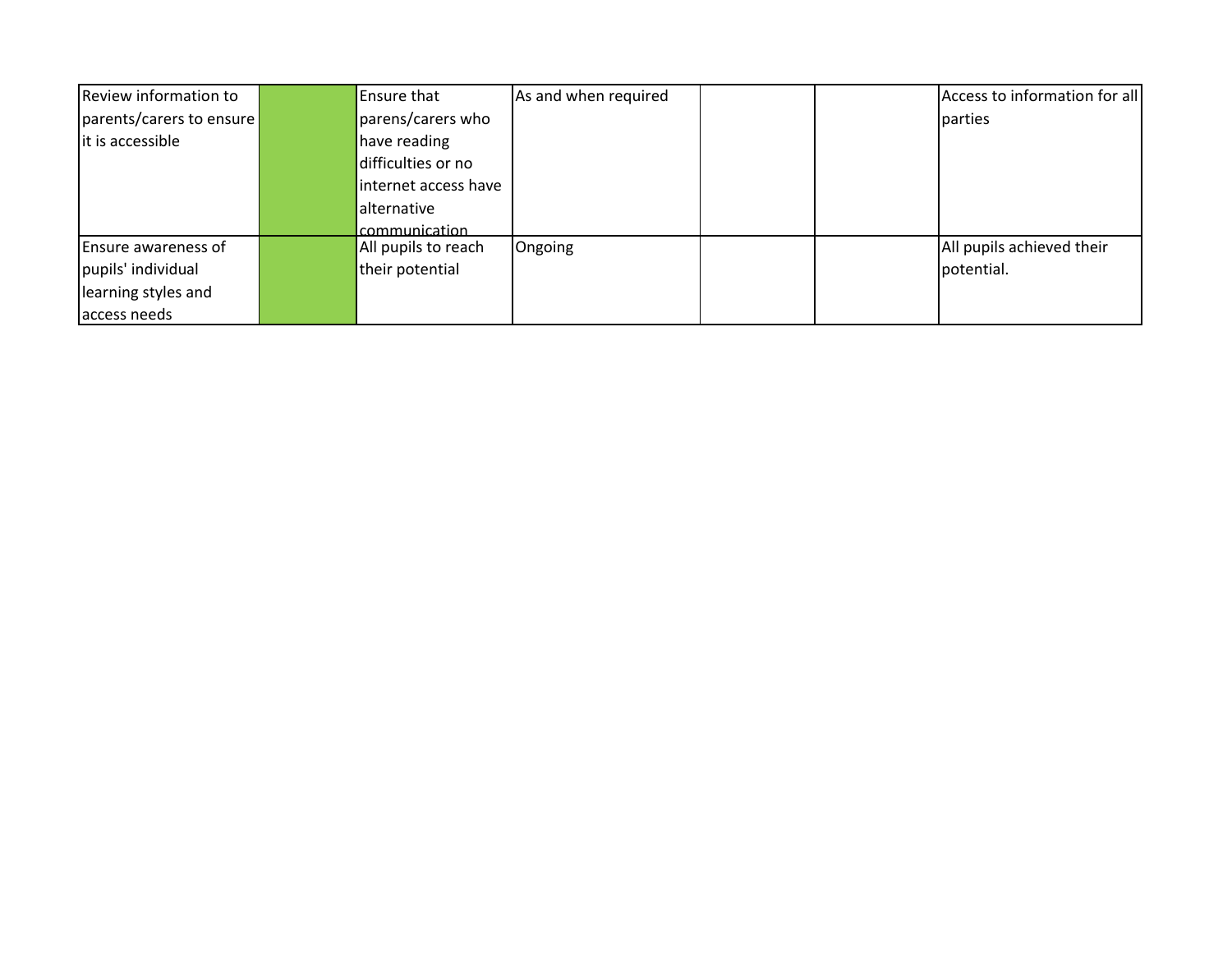| | | | | | | |
|---|---|---|---|---|---|---|
| Review information to parents/carers to ensure it is accessible | | Ensure that parens/carers who have reading difficulties or no internet access have alternative communication | As and when required | | | Access to information for all parties |
| Ensure awareness of pupils' individual learning styles and access needs | | All pupils to reach their potential | Ongoing | | | All pupils achieved their potential. |